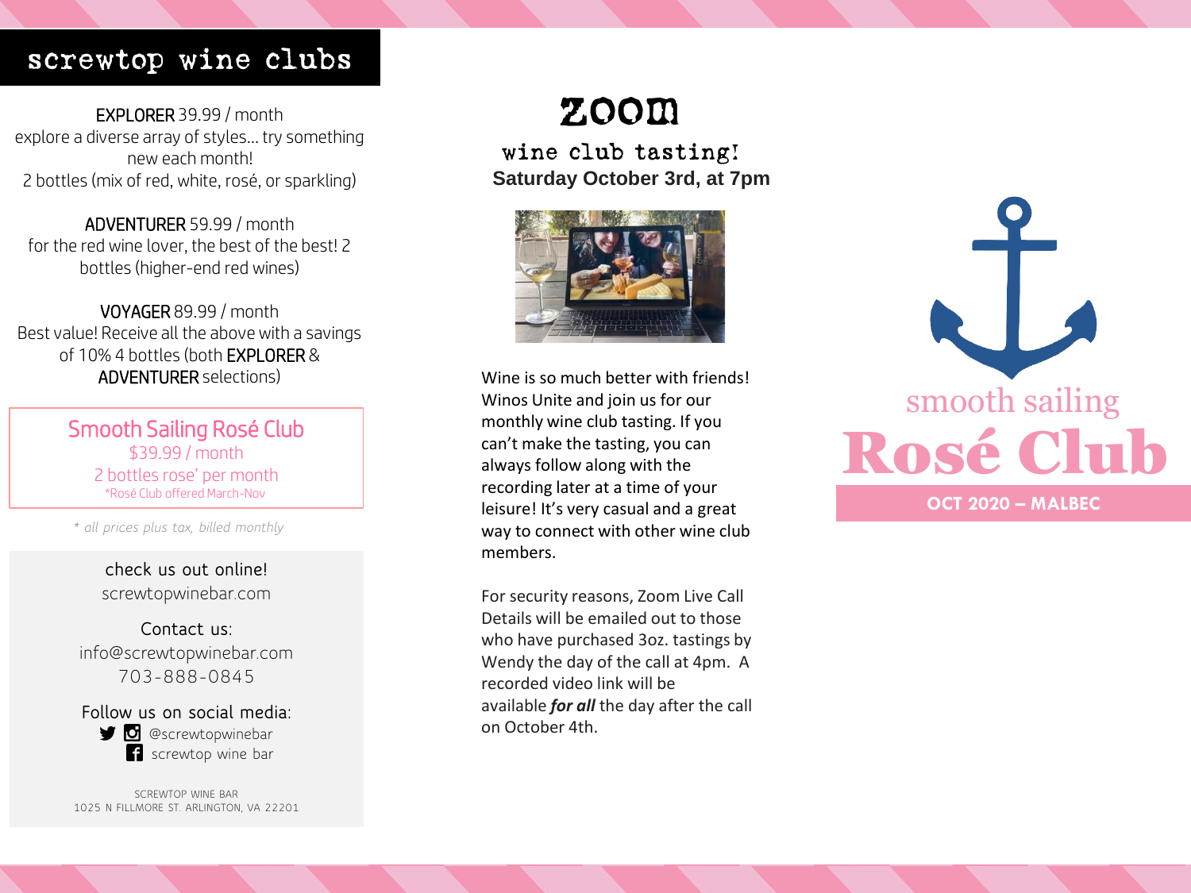# screwtop wine clubs

**EXPLORER** 39.99 / month
explore a diverse array of styles… try something new each month!
2 bottles (mix of red, white, rosé, or sparkling)

**ADVENTURER** 59.99 / month
for the red wine lover, the best of the best! 2 bottles (higher-end red wines)

**VOYAGER** 89.99 / month
Best value! Receive all the above with a savings of 10% 4 bottles (both **EXPLORER** & **ADVENTURER** selections)

## Smooth Sailing Rosé Club

$39.99 / month
2 bottles rose' per month
*Rosé Club offered March-Nov

*\* all prices plus tax, billed monthly*

check us out online!
screwtopwinebar.com

Contact us:
info@screwtopwinebar.com
703-888-0845

Follow us on social media:
@screwtopwinebar
screwtop wine bar

SCREWTOP WINE BAR
1025 N FILLMORE ST. ARLINGTON, VA 22201

# ZOOM

## wine club tasting!

**Saturday October 3rd, at 7pm**

Wine is so much better with friends! Winos Unite and join us for our monthly wine club tasting. If you can't make the tasting, you can always follow along with the recording later at a time of your leisure! It's very casual and a great way to connect with other wine club members.

For security reasons, Zoom Live Call Details will be emailed out to those who have purchased 3oz. tastings by Wendy the day of the call at 4pm. A recorded video link will be available ***for all*** the day after the call on October 4th.

smooth sailing

# Rosé Club

**OCT 2020 – MALBEC**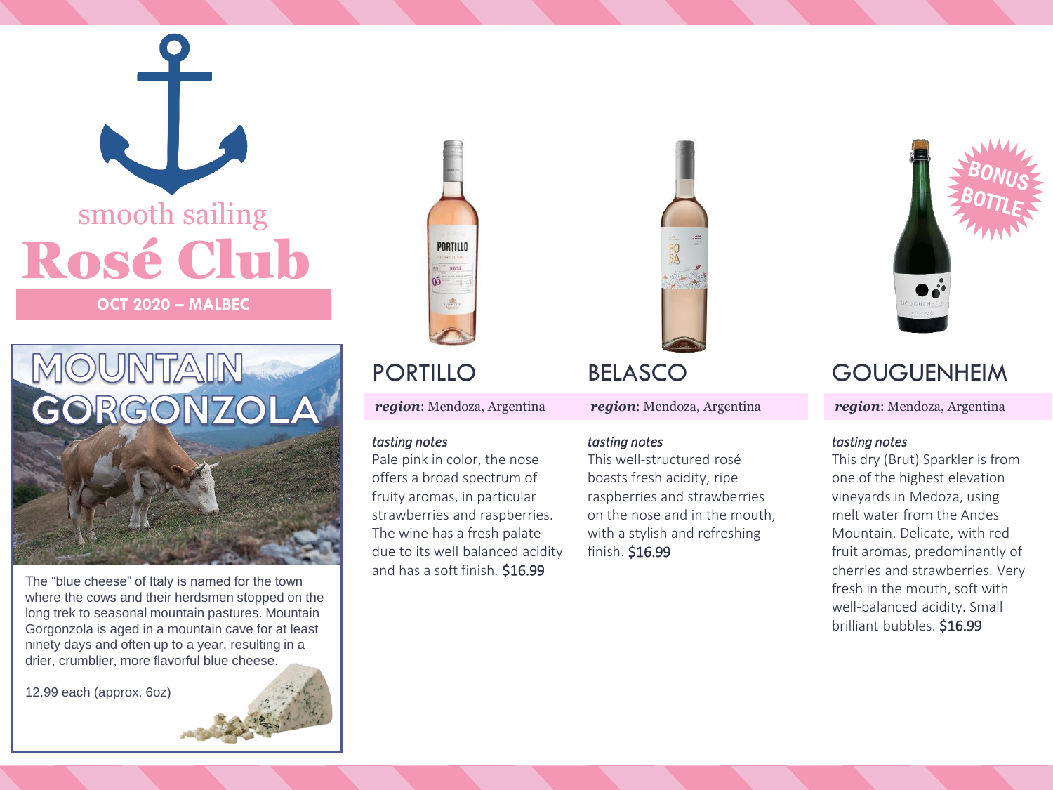smooth sailing

# Rosé Club

**OCT 2020 – MALBEC**

## MOUNTAIN GORGONZOLA

The “blue cheese” of Italy is named for the town where the cows and their herdsmen stopped on the long trek to seasonal mountain pastures. Mountain Gorgonzola is aged in a mountain cave for at least ninety days and often up to a year, resulting in a drier, crumblier, more flavorful blue cheese.

12.99 each (approx. 6oz)

## PORTILLO

***region***: Mendoza, Argentina

*tasting notes*
Pale pink in color, the nose offers a broad spectrum of fruity aromas, in particular strawberries and raspberries. The wine has a fresh palate due to its well balanced acidity and has a soft finish. $16.99

## BELASCO

***region***: Mendoza, Argentina

*tasting notes*
This well-structured rosé boasts fresh acidity, ripe raspberries and strawberries on the nose and in the mouth, with a stylish and refreshing finish. $16.99

## GOUGUENHEIM

BONUS BOTTLE

***region***: Mendoza, Argentina

*tasting notes*
This dry (Brut) Sparkler is from one of the highest elevation vineyards in Medoza, using melt water from the Andes Mountain. Delicate, with red fruit aromas, predominantly of cherries and strawberries. Very fresh in the mouth, soft with well-balanced acidity. Small brilliant bubbles. $16.99